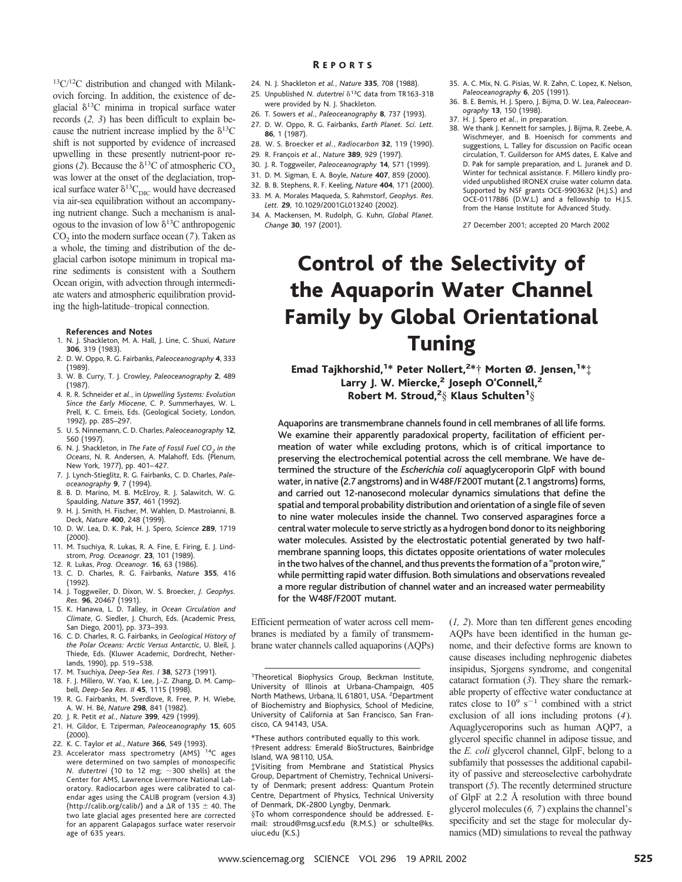$^{13}C/^{12}C$ distribution and changed with Milankovich forcing. In addition, the existence of deglacial $\delta^{13}C$ minima in tropical surface water records (*2, 3*) has been difficult to explain because the nutrient increase implied by the $\delta^{13}C$ shift is not supported by evidence of increased upwelling in these presently nutrient-poor regions (*2*). Because the $\delta^{13}C$ of atmospheric $CO_2$ was lower at the onset of the deglaciation, tropical surface water $\delta^{13}C_{DIC}$ would have decreased via air-sea equilibration without an accompanying nutrient change. Such a mechanism is analogous to the invasion of low $\delta^{13}C$ anthropogenic $CO_2$ into the modern surface ocean (*7*). Taken as a whole, the timing and distribution of the deglacial carbon isotope minimum in tropical marine sediments is consistent with a Southern Ocean origin, with advection through intermediate waters and atmospheric equilibration providing the high-latitude–tropical connection.

#### References and Notes

1. N. J. Shackleton, M. A. Hall, J. Line, C. Shuxi, *Nature* **306**, 319 (1983).
2. D. W. Oppo, R. G. Fairbanks, *Paleoceanography* **4**, 333 (1989).
3. W. B. Curry, T. J. Crowley, *Paleoceanography* **2**, 489 (1987).
4. R. R. Schneider *et al.*, in *Upwelling Systems: Evolution Since the Early Miocene*, C. P. Summerhayes, W. L. Prell, K. C. Emeis, Eds. (Geological Society, London, 1992), pp. 285–297.
5. U. S. Ninnemann, C. D. Charles, *Paleoceanography* **12**, 560 (1997).
6. N. J. Shackleton, in *The Fate of Fossil Fuel $CO_2$ in the Oceans*, N. R. Andersen, A. Malahoff, Eds. (Plenum, New York, 1977), pp. 401–427.
7. J. Lynch-Stieglitz, R. G. Fairbanks, C. D. Charles, *Paleoceanography* **9**, 7 (1994).
8. B. D. Marino, M. B. McElroy, R. J. Salawitch, W. G. Spaulding, *Nature* **357**, 461 (1992).
9. H. J. Smith, H. Fischer, M. Wahlen, D. Mastroianni, B. Deck, *Nature* **400**, 248 (1999).
10. D. W. Lea, D. K. Pak, H. J. Spero, *Science* **289**, 1719 (2000).
11. M. Tsuchiya, R. Lukas, R. A. Fine, E. Firing, E. J. Lindstrom, *Prog. Oceanogr.* **23**, 101 (1989).
12. R. Lukas, *Prog. Oceanogr.* **16**, 63 (1986).
13. C. D. Charles, R. G. Fairbanks, *Nature* **355**, 416 (1992).
14. J. Toggweiler, D. Dixon, W. S. Broecker, *J. Geophys. Res.* **96**, 20467 (1991).
15. K. Hanawa, L. D. Talley, in *Ocean Circulation and Climate*, G. Siedler, J. Church, Eds. (Academic Press, San Diego, 2001), pp. 373–393.
16. C. D. Charles, R. G. Fairbanks, in *Geological History of the Polar Oceans: Arctic Versus Antarctic*, U. Bleil, J. Thiede, Eds. (Kluwer Academic, Dordrecht, Netherlands, 1990), pp. 519–538.
17. M. Tsuchiya, *Deep-Sea Res. I* **38**, S273 (1991).
18. F. J. Millero, W. Yao, K. Lee, J.-Z. Zhang, D. M. Campbell, *Deep-Sea Res. II* **45**, 1115 (1998).
19. R. G. Fairbanks, M. Sverdlove, R. Free, P. H. Wiebe, A. W. H. Bé, *Nature* **298**, 841 (1982).
20. J. R. Petit *et al.*, *Nature* **399**, 429 (1999).
21. H. Gildor, E. Tziperman, *Paleoceanography* **15**, 605 (2000).
22. K. C. Taylor *et al.*, *Nature* **366**, 549 (1993).
23. Accelerator mass spectrometry (AMS) $^{14}C$ ages were determined on two samples of monospecific *N. dutertrei* (10 to 12 mg; ~300 shells) at the Center for AMS, Lawrence Livermore National Laboratory. Radiocarbon ages were calibrated to calendar ages using the CALIB program (version 4.3) (http://calib.org/calib/) and a ΔR of 135 ± 40. The two late glacial ages presented here are corrected for an apparent Galapagos surface water reservoir age of 635 years.
24. N. J. Shackleton *et al.*, *Nature* **335**, 708 (1988).
25. Unpublished *N. dutertrei* $\delta^{13}C$ data from TR163-31B were provided by N. J. Shackleton.
26. T. Sowers *et al.*, *Paleoceanography* **8**, 737 (1993).
27. D. W. Oppo, R. G. Fairbanks, *Earth Planet. Sci. Lett.* **86**, 1 (1987).
28. W. S. Broecker *et al.*, *Radiocarbon* **32**, 119 (1990).
29. R. François *et al.*, *Nature* **389**, 929 (1997).
30. J. R. Toggweiler, *Paleoceanography* **14**, 571 (1999).
31. D. M. Sigman, E. A. Boyle, *Nature* **407**, 859 (2000).
32. B. B. Stephens, R. F. Keeling, *Nature* **404**, 171 (2000).
33. M. A. Morales Maqueda, S. Rahmstorf, *Geophys. Res. Lett.* **29**, 10.1029/2001GL013240 (2002).
34. A. Mackensen, M. Rudolph, G. Kuhn, *Global Planet. Change* **30**, 197 (2001).
35. A. C. Mix, N. G. Pisias, W. R. Zahn, C. Lopez, K. Nelson, *Paleoceanography* **6**, 205 (1991).
36. B. E. Bemis, H. J. Spero, J. Bijma, D. W. Lea, *Paleoceanography* **13**, 150 (1998).
37. H. J. Spero *et al.*, in preparation.
38. We thank J. Kennett for samples, J. Bijma, R. Zeebe, A. Wischmeyer, and B. Hoenisch for comments and suggestions, L. Talley for discussion on Pacific ocean circulation, T. Guilderson for AMS dates, E. Kalve and D. Pak for sample preparation, and L. Juranek and D. Winter for technical assistance. F. Millero kindly provided unpublished IRONEX cruise water column data. Supported by NSF grants OCE-9903632 (H.J.S.) and OCE-0117886 (D.W.L.) and a fellowship to H.J.S. from the Hanse Institute for Advanced Study.

27 December 2001; accepted 20 March 2002

# Control of the Selectivity of the Aquaporin Water Channel Family by Global Orientational Tuning

**Emad Tajkhorshid,[1]* Peter Nollert,[2]*† Morten Ø. Jensen,[1]*‡ Larry J. W. Miercke,[2] Joseph O'Connell,[2] Robert M. Stroud,[2]§ Klaus Schulten[1]§**

**Aquaporins are transmembrane channels found in cell membranes of all life forms. We examine their apparently paradoxical property, facilitation of efficient permeation of water while excluding protons, which is of critical importance to preserving the electrochemical potential across the cell membrane. We have determined the structure of the *Escherichia coli* aquaglyceroporin GlpF with bound water, in native (2.7 angstroms) and in W48F/F200T mutant (2.1 angstroms) forms, and carried out 12-nanosecond molecular dynamics simulations that define the spatial and temporal probability distribution and orientation of a single file of seven to nine water molecules inside the channel. Two conserved asparagines force a central water molecule to serve strictly as a hydrogen bond donor to its neighboring water molecules. Assisted by the electrostatic potential generated by two half-membrane spanning loops, this dictates opposite orientations of water molecules in the two halves of the channel, and thus prevents the formation of a "proton wire," while permitting rapid water diffusion. Both simulations and observations revealed a more regular distribution of channel water and an increased water permeability for the W48F/F200T mutant.**

Efficient permeation of water across cell membranes is mediated by a family of transmembrane water channels called aquaporins (AQPs) (*1, 2*). More than ten different genes encoding AQPs have been identified in the human genome, and their defective forms are known to cause diseases including nephrogenic diabetes insipidus, Sjorgens syndrome, and congenital cataract formation (*3*). They share the remarkable property of effective water conductance at rates close to $10^9$ $s^{-1}$ combined with a strict exclusion of all ions including protons (*4*). Aquaglyceroporins such as human AQP7, a glycerol specific channel in adipose tissue, and the *E. coli* glycerol channel, GlpF, belong to a subfamily that possesses the additional capability of passive and stereoselective carbohydrate transport (*5*). The recently determined structure of GlpF at 2.2 Å resolution with three bound glycerol molecules (*6, 7*) explains the channel's specificity and set the stage for molecular dynamics (MD) simulations to reveal the pathway

[1]Theoretical Biophysics Group, Beckman Institute, University of Illinois at Urbana-Champaign, 405 North Mathews, Urbana, IL 61801, USA. [2]Department of Biochemistry and Biophysics, School of Medicine, University of California at San Francisco, San Francisco, CA 94143, USA.

*These authors contributed equally to this work.
†Present address: Emerald BioStructures, Bainbridge Island, WA 98110, USA.
‡Visiting from Membrane and Statistical Physics Group, Department of Chemistry, Technical University of Denmark; present address: Quantum Protein Centre, Department of Physics, Technical University of Denmark, DK-2800 Lyngby, Denmark.
§To whom correspondence should be addressed. E-mail: stroud@msg.ucsf.edu (R.M.S.) or schulte@ks.uiuc.edu (K.S.)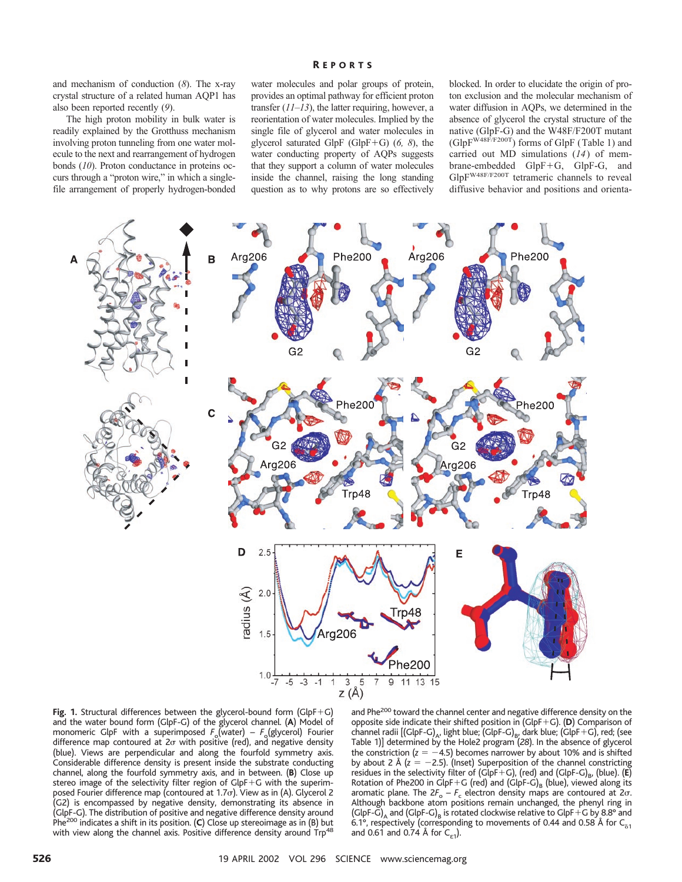and mechanism of conduction (8). The x-ray crystal structure of a related human AQP1 has also been reported recently (9).

The high proton mobility in bulk water is readily explained by the Grotthuss mechanism involving proton tunneling from one water molecule to the next and rearrangement of hydrogen bonds (10). Proton conductance in proteins occurs through a "proton wire," in which a single-file arrangement of properly hydrogen-bonded water molecules and polar groups of protein, provides an optimal pathway for efficient proton transfer (11–13), the latter requiring, however, a reorientation of water molecules. Implied by the single file of glycerol and water molecules in glycerol saturated GlpF (GlpF+G) (6, 8), the water conducting property of AQPs suggests that they support a column of water molecules inside the channel, raising the long standing question as to why protons are so effectively blocked. In order to elucidate the origin of proton exclusion and the molecular mechanism of water diffusion in AQPs, we determined in the absence of glycerol the crystal structure of the native (GlpF-G) and the W48F/F200T mutant ($GlpF^{W48F/F200T}$) forms of GlpF (Table 1) and carried out MD simulations (14) of membrane-embedded GlpF+G, GlpF-G, and $GlpF^{W48F/F200T}$ tetrameric channels to reveal diffusive behavior and positions and orienta-

**Fig. 1.** Structural differences between the glycerol-bound form (GlpF+G) and the water bound form (GlpF-G) of the glycerol channel. (**A**) Model of monomeric GlpF with a superimposed $F_o$(water) − $F_o$(glycerol) Fourier difference map contoured at 2σ with positive (red), and negative density (blue). Views are perpendicular and along the fourfold symmetry axis. Considerable difference density is present inside the substrate conducting channel, along the fourfold symmetry axis, and in between. (**B**) Close up stereo image of the selectivity filter region of GlpF+G with the superimposed Fourier difference map (contoured at 1.7σ). View as in (A). Glycerol 2 (G2) is encompassed by negative density, demonstrating its absence in (GlpF-G). The distribution of positive and negative difference density around Phe[200] indicates a shift in its position. (**C**) Close up stereoimage as in (B) but with view along the channel axis. Positive difference density around Trp[48] and Phe[200] toward the channel center and negative difference density on the opposite side indicate their shifted position in (GlpF+G). (**D**) Comparison of channel radii [$(GlpF\text{-}G)_A$, light blue; $(GlpF\text{-}G)_B$, dark blue; (GlpF+G), red; (see Table 1)] determined by the Hole2 program (28). In the absence of glycerol the constriction ($z = -4.5$) becomes narrower by about 10% and is shifted by about 2 Å ($z = -2.5$). (Inset) Superposition of the channel constricting residues in the selectivity filter of (GlpF+G), (red) and $(GlpF\text{-}G)_B$, (blue). (**E**) Rotation of Phe200 in GlpF+G (red) and $(GlpF\text{-}G)_B$ (blue), viewed along its aromatic plane. The $2F_o - F_c$ electron density maps are contoured at 2σ. Although backbone atom positions remain unchanged, the phenyl ring in $(GlpF\text{-}G)_A$ and $(GlpF\text{-}G)_B$ is rotated clockwise relative to GlpF+G by 8.8° and 6.1°, respectively (corresponding to movements of 0.44 and 0.58 Å for $C_{\delta 1}$ and 0.61 and 0.74 Å for $C_{\epsilon 1}$).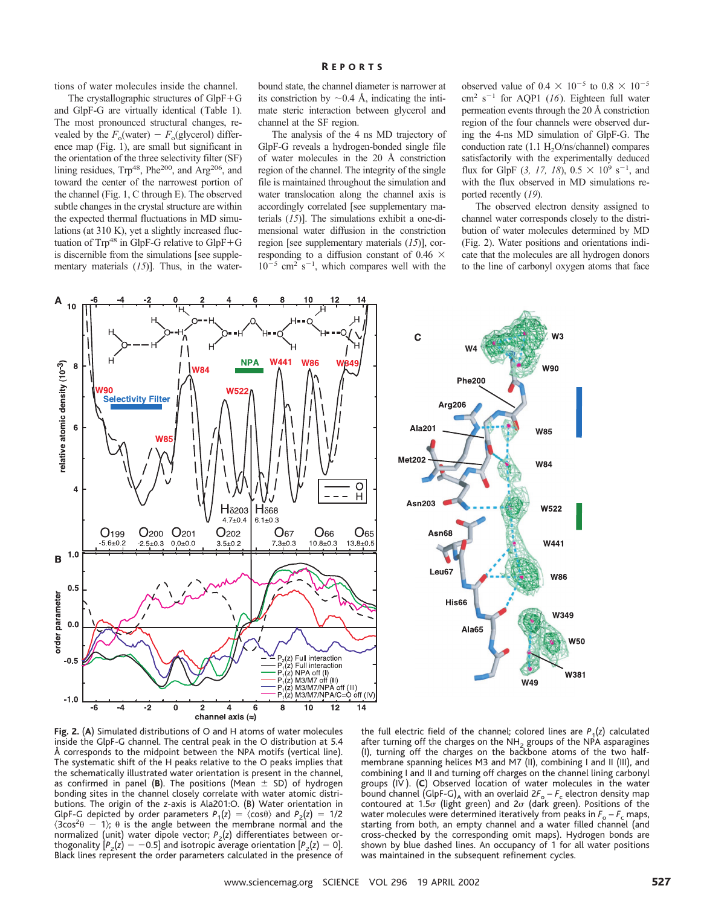tions of water molecules inside the channel.

The crystallographic structures of GlpF+G and GlpF-G are virtually identical (Table 1). The most pronounced structural changes, revealed by the $F_o$(water) − $F_o$(glycerol) difference map (Fig. 1), are small but significant in the orientation of the three selectivity filter (SF) lining residues, Trp[48], Phe[200], and Arg[206], and toward the center of the narrowest portion of the channel (Fig. 1, C through E). The observed subtle changes in the crystal structure are within the expected thermal fluctuations in MD simulations (at 310 K), yet a slightly increased fluctuation of Trp[48] in GlpF-G relative to GlpF+G is discernible from the simulations [see supplementary materials (*15*)]. Thus, in the water-bound state, the channel diameter is narrower at its constriction by ~0.4 Å, indicating the intimate steric interaction between glycerol and channel at the SF region.

The analysis of the 4 ns MD trajectory of GlpF-G reveals a hydrogen-bonded single file of water molecules in the 20 Å constriction region of the channel. The integrity of the single file is maintained throughout the simulation and water translocation along the channel axis is accordingly correlated [see supplementary materials (*15*)]. The simulations exhibit a one-dimensional water diffusion in the constriction region [see supplementary materials (*15*)], corresponding to a diffusion constant of 0.46 × $10^{-5}$ cm$^2$ s$^{-1}$, which compares well with the observed value of 0.4 × $10^{-5}$ to 0.8 × $10^{-5}$ cm$^2$ s$^{-1}$ for AQP1 (*16*). Eighteen full water permeation events through the 20 Å constriction region of the four channels were observed during the 4-ns MD simulation of GlpF-G. The conduction rate (1.1 $H_2O$/ns/channel) compares satisfactorily with the experimentally deduced flux for GlpF (*3, 17, 18*), 0.5 × $10^9$ s$^{-1}$, and with the flux observed in MD simulations reported recently (*19*).

The observed electron density assigned to channel water corresponds closely to the distribution of water molecules determined by MD (Fig. 2). Water positions and orientations indicate that the molecules are all hydrogen donors to the line of carbonyl oxygen atoms that face

**Fig. 2.** (**A**) Simulated distributions of O and H atoms of water molecules inside the GlpF-G channel. The central peak in the O distribution at 5.4 Å corresponds to the midpoint between the NPA motifs (vertical line). The systematic shift of the H peaks relative to the O peaks implies that the schematically illustrated water orientation is present in the channel, as confirmed in panel (**B**). The positions (Mean ± SD) of hydrogen bonding sites in the channel closely correlate with water atomic distributions. The origin of the z-axis is Ala201:O. (B) Water orientation in GlpF-G depicted by order parameters $P_1(z) = \langle\cos\theta\rangle$ and $P_2(z) = 1/2\langle 3\cos^2\theta - 1\rangle$; θ is the angle between the membrane normal and the normalized (unit) water dipole vector; $P_2(z)$ differentiates between orthogonality [$P_2(z) = -0.5$] and isotropic average orientation [$P_2(z) = 0$]. Black lines represent the order parameters calculated in the presence of the full electric field of the channel; colored lines are $P_1(z)$ calculated after turning off the charges on the $NH_2$ groups of the NPA asparagines (I), turning off the charges on the backbone atoms of the two half-membrane spanning helices M3 and M7 (II), combining I and II (III), and combining I and II and turning off charges on the channel lining carbonyl groups (IV). (**C**) Observed location of water molecules in the water bound channel (GlpF-G)$_A$ with an overlaid $2F_o - F_c$ electron density map contoured at 1.5σ (light green) and 2σ (dark green). Positions of the water molecules were determined iteratively from peaks in $F_o - F_c$ maps, starting from both, an empty channel and a water filled channel (and cross-checked by the corresponding omit maps). Hydrogen bonds are shown by blue dashed lines. An occupancy of 1 for all water positions was maintained in the subsequent refinement cycles.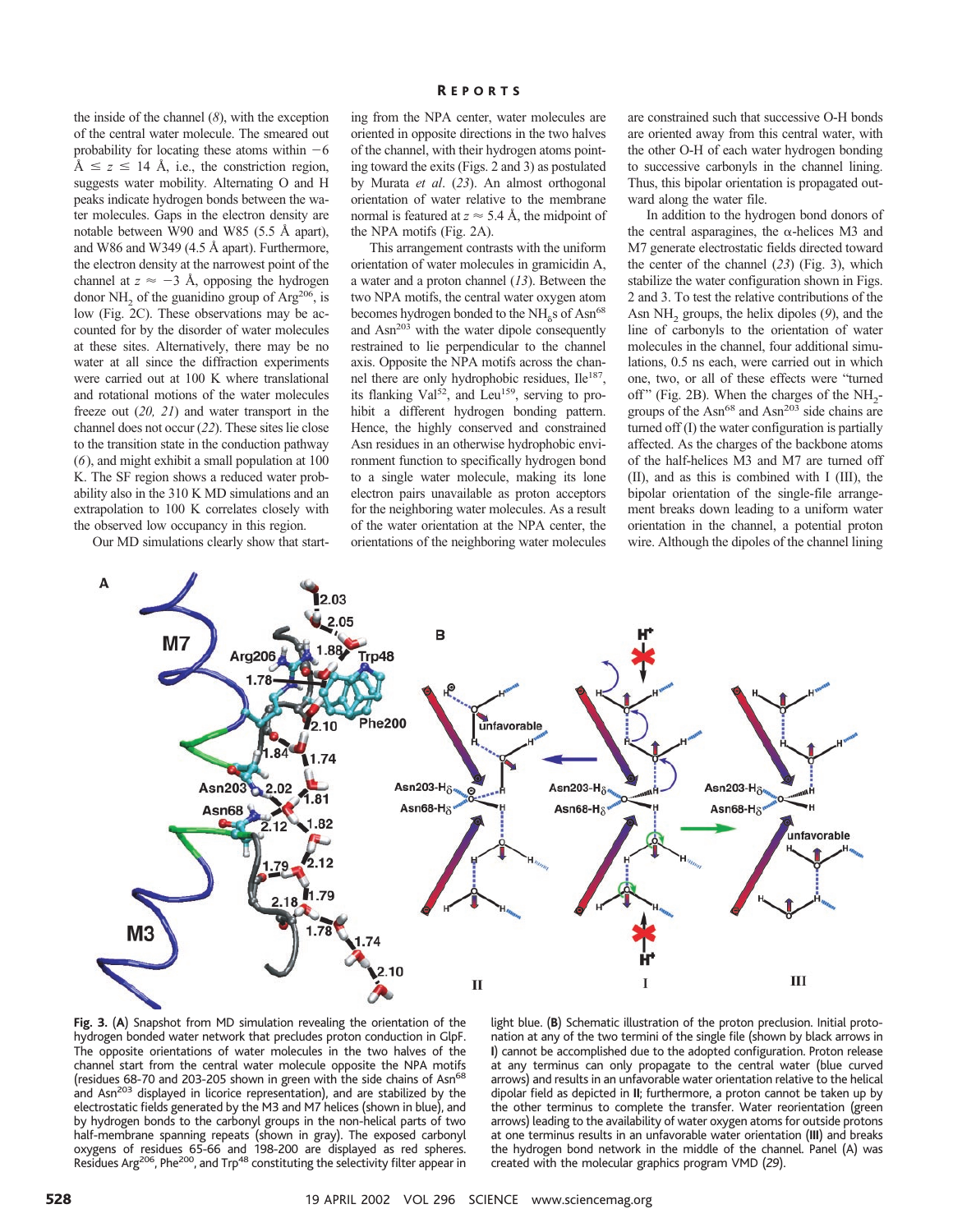the inside of the channel (8), with the exception of the central water molecule. The smeared out probability for locating these atoms within $-6$ Å $\leq z \leq$ 14 Å, i.e., the constriction region, suggests water mobility. Alternating O and H peaks indicate hydrogen bonds between the water molecules. Gaps in the electron density are notable between W90 and W85 (5.5 Å apart), and W86 and W349 (4.5 Å apart). Furthermore, the electron density at the narrowest point of the channel at $z \approx -3$ Å, opposing the hydrogen donor $NH_2$ of the guanidino group of Arg[206], is low (Fig. 2C). These observations may be accounted for by the disorder of water molecules at these sites. Alternatively, there may be no water at all since the diffraction experiments were carried out at 100 K where translational and rotational motions of the water molecules freeze out (20, 21) and water transport in the channel does not occur (22). These sites lie close to the transition state in the conduction pathway (6), and might exhibit a small population at 100 K. The SF region shows a reduced water probability also in the 310 K MD simulations and an extrapolation to 100 K correlates closely with the observed low occupancy in this region.

Our MD simulations clearly show that starting from the NPA center, water molecules are oriented in opposite directions in the two halves of the channel, with their hydrogen atoms pointing toward the exits (Figs. 2 and 3) as postulated by Murata *et al*. (23). An almost orthogonal orientation of water relative to the membrane normal is featured at $z \approx 5.4$ Å, the midpoint of the NPA motifs (Fig. 2A).

This arrangement contrasts with the uniform orientation of water molecules in gramicidin A, a water and a proton channel (13). Between the two NPA motifs, the central water oxygen atom becomes hydrogen bonded to the $NH_\delta$s of Asn[68] and Asn[203] with the water dipole consequently restrained to lie perpendicular to the channel axis. Opposite the NPA motifs across the channel there are only hydrophobic residues, Ile[187], its flanking Val[52], and Leu[159], serving to prohibit a different hydrogen bonding pattern. Hence, the highly conserved and constrained Asn residues in an otherwise hydrophobic environment function to specifically hydrogen bond to a single water molecule, making its lone electron pairs unavailable as proton acceptors for the neighboring water molecules. As a result of the water orientation at the NPA center, the orientations of the neighboring water molecules are constrained such that successive O-H bonds are oriented away from this central water, with the other O-H of each water hydrogen bonding to successive carbonyls in the channel lining. Thus, this bipolar orientation is propagated outward along the water file.

In addition to the hydrogen bond donors of the central asparagines, the α-helices M3 and M7 generate electrostatic fields directed toward the center of the channel (23) (Fig. 3), which stabilize the water configuration shown in Figs. 2 and 3. To test the relative contributions of the Asn $NH_2$ groups, the helix dipoles (9), and the line of carbonyls to the orientation of water molecules in the channel, four additional simulations, 0.5 ns each, were carried out in which one, two, or all of these effects were "turned off" (Fig. 2B). When the charges of the $NH_2$-groups of the Asn[68] and Asn[203] side chains are turned off (I) the water configuration is partially affected. As the charges of the backbone atoms of the half-helices M3 and M7 are turned off (II), and as this is combined with I (III), the bipolar orientation of the single-file arrangement breaks down leading to a uniform water orientation in the channel, a potential proton wire. Although the dipoles of the channel lining

**Fig. 3.** (**A**) Snapshot from MD simulation revealing the orientation of the hydrogen bonded water network that precludes proton conduction in GlpF. The opposite orientations of water molecules in the two halves of the channel start from the central water molecule opposite the NPA motifs (residues 68-70 and 203-205 shown in green with the side chains of Asn[68] and Asn[203] displayed in licorice representation), and are stabilized by the electrostatic fields generated by the M3 and M7 helices (shown in blue), and by hydrogen bonds to the carbonyl groups in the non-helical parts of two half-membrane spanning repeats (shown in gray). The exposed carbonyl oxygens of residues 65-66 and 198-200 are displayed as red spheres. Residues Arg[206], Phe[200], and Trp[48] constituting the selectivity filter appear in light blue. (**B**) Schematic illustration of the proton preclusion. Initial protonation at any of the two termini of the single file (shown by black arrows in **I**) cannot be accomplished due to the adopted configuration. Proton release at any terminus can only propagate to the central water (blue curved arrows) and results in an unfavorable water orientation relative to the helical dipolar field as depicted in **II**; furthermore, a proton cannot be taken up by the other terminus to complete the transfer. Water reorientation (green arrows) leading to the availability of water oxygen atoms for outside protons at one terminus results in an unfavorable water orientation (**III**) and breaks the hydrogen bond network in the middle of the channel. Panel (A) was created with the molecular graphics program VMD (29).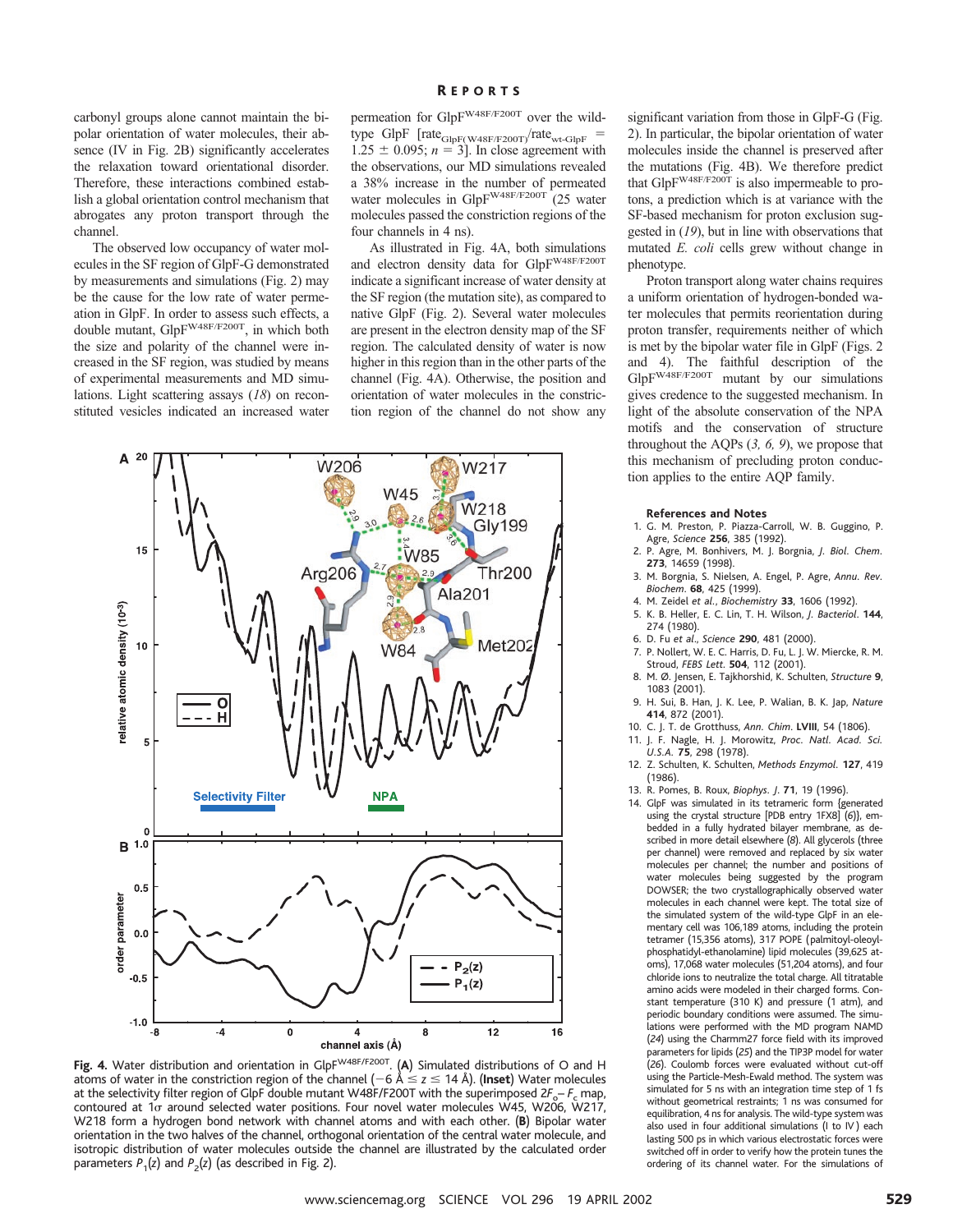carbonyl groups alone cannot maintain the bipolar orientation of water molecules, their absence (IV in Fig. 2B) significantly accelerates the relaxation toward orientational disorder. Therefore, these interactions combined establish a global orientation control mechanism that abrogates any proton transport through the channel.

The observed low occupancy of water molecules in the SF region of GlpF-G demonstrated by measurements and simulations (Fig. 2) may be the cause for the low rate of water permeation in GlpF. In order to assess such effects, a double mutant, $GlpF^{W48F/F200T}$, in which both the size and polarity of the channel were increased in the SF region, was studied by means of experimental measurements and MD simulations. Light scattering assays (*18*) on reconstituted vesicles indicated an increased water permeation for $GlpF^{W48F/F200T}$ over the wild-type GlpF [$rate_{GlpF(W48F/F200T)}/rate_{wt\text{-}GlpF} = 1.25 \pm 0.095$; $n = 3$]. In close agreement with the observations, our MD simulations revealed a 38% increase in the number of permeated water molecules in $GlpF^{W48F/F200T}$ (25 water molecules passed the constriction regions of the four channels in 4 ns).

As illustrated in Fig. 4A, both simulations and electron density data for $GlpF^{W48F/F200T}$ indicate a significant increase of water density at the SF region (the mutation site), as compared to native GlpF (Fig. 2). Several water molecules are present in the electron density map of the SF region. The calculated density of water is now higher in this region than in the other parts of the channel (Fig. 4A). Otherwise, the position and orientation of water molecules in the constriction region of the channel do not show any significant variation from those in GlpF-G (Fig. 2). In particular, the bipolar orientation of water molecules inside the channel is preserved after the mutations (Fig. 4B). We therefore predict that $GlpF^{W48F/F200T}$ is also impermeable to protons, a prediction which is at variance with the SF-based mechanism for proton exclusion suggested in (*19*), but in line with observations that mutated *E. coli* cells grew without change in phenotype.

Proton transport along water chains requires a uniform orientation of hydrogen-bonded water molecules that permits reorientation during proton transfer, requirements neither of which is met by the bipolar water file in GlpF (Figs. 2 and 4). The faithful description of the $GlpF^{W48F/F200T}$ mutant by our simulations gives credence to the suggested mechanism. In light of the absolute conservation of the NPA motifs and the conservation of structure throughout the AQPs (*3, 6, 9*), we propose that this mechanism of precluding proton conduction applies to the entire AQP family.

**Fig. 4.** Water distribution and orientation in $GlpF^{W48F/F200T}$. (**A**) Simulated distributions of O and H atoms of water in the constriction region of the channel ($-6$ Å $\leq z \leq 14$ Å). (**Inset**) Water molecules at the selectivity filter region of GlpF double mutant W48F/F200T with the superimposed $2F_o - F_c$ map, contoured at 1σ around selected water positions. Four novel water molecules W45, W206, W217, W218 form a hydrogen bond network with channel atoms and with each other. (**B**) Bipolar water orientation in the two halves of the channel, orthogonal orientation of the central water molecule, and isotropic distribution of water molecules outside the channel are illustrated by the calculated order parameters $P_1(z)$ and $P_2(z)$ (as described in Fig. 2).

## References and Notes

1. G. M. Preston, P. Piazza-Carroll, W. B. Guggino, P. Agre, *Science* **256**, 385 (1992).
2. P. Agre, M. Bonhivers, M. J. Borgnia, *J. Biol. Chem.* **273**, 14659 (1998).
3. M. Borgnia, S. Nielsen, A. Engel, P. Agre, *Annu. Rev. Biochem.* **68**, 425 (1999).
4. M. Zeidel *et al.*, *Biochemistry* **33**, 1606 (1992).
5. K. B. Heller, E. C. Lin, T. H. Wilson, *J. Bacteriol.* **144**, 274 (1980).
6. D. Fu *et al.*, *Science* **290**, 481 (2000).
7. P. Nollert, W. E. C. Harris, D. Fu, L. J. W. Miercke, R. M. Stroud, *FEBS Lett.* **504**, 112 (2001).
8. M. Ø. Jensen, E. Tajkhorshid, K. Schulten, *Structure* **9**, 1083 (2001).
9. H. Sui, B. Han, J. K. Lee, P. Walian, B. K. Jap, *Nature* **414**, 872 (2001).
10. C. J. T. de Grotthuss, *Ann. Chim.* **LVIII**, 54 (1806).
11. J. F. Nagle, H. J. Morowitz, *Proc. Natl. Acad. Sci. U.S.A.* **75**, 298 (1978).
12. Z. Schulten, K. Schulten, *Methods Enzymol.* **127**, 419 (1986).
13. R. Pomes, B. Roux, *Biophys. J.* **71**, 19 (1996).
14. GlpF was simulated in its tetrameric form [generated using the crystal structure [PDB entry 1FX8] (*6*)], embedded in a fully hydrated bilayer membrane, as described in more detail elsewhere (*8*). All glycerols (three per channel) were removed and replaced by six water molecules per channel; the number and positions of water molecules being suggested by the program DOWSER; the two crystallographically observed water molecules in each channel were kept. The total size of the simulated system of the wild-type GlpF in an elementary cell was 106,189 atoms, including the protein tetramer (15,356 atoms), 317 POPE (palmitoyl-oleoyl-phosphatidyl-ethanolamine) lipid molecules (39,625 atoms), 17,068 water molecules (51,204 atoms), and four chloride ions to neutralize the total charge. All titratable amino acids were modeled in their charged forms. Constant temperature (310 K) and pressure (1 atm), and periodic boundary conditions were assumed. The simulations were performed with the MD program NAMD (*24*) using the Charmm27 force field with its improved parameters for lipids (*25*) and the TIP3P model for water (*26*). Coulomb forces were evaluated without cut-off using the Particle-Mesh-Ewald method. The system was simulated for 5 ns with an integration time step of 1 fs without geometrical restraints; 1 ns was consumed for equilibration, 4 ns for analysis. The wild-type system was also used in four additional simulations (I to IV) each lasting 500 ps in which various electrostatic forces were switched off in order to verify how the protein tunes the ordering of its channel water. For the simulations of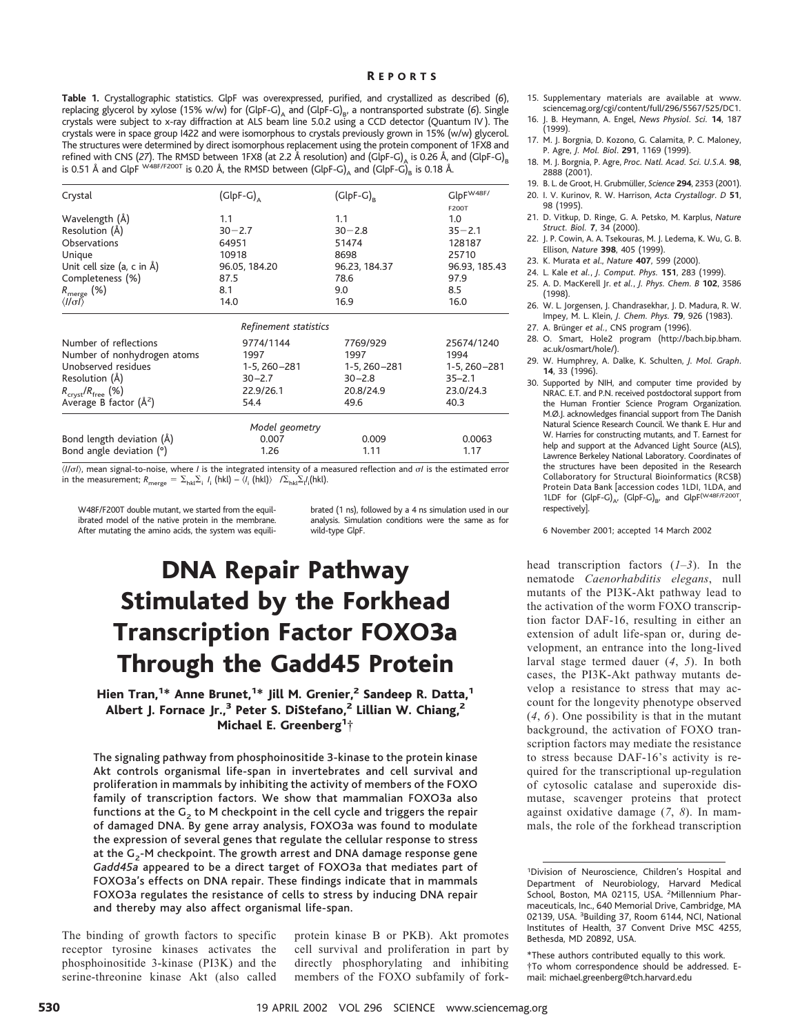**Table 1.** Crystallographic statistics. GlpF was overexpressed, purified, and crystallized as described (6), replacing glycerol by xylose (15% w/w) for $(GlpF\text{-}G)_A$ and $(GlpF\text{-}G)_B$, a nontransported substrate (6). Single crystals were subject to x-ray diffraction at ALS beam line 5.0.2 using a CCD detector (Quantum IV). The crystals were in space group I422 and were isomorphous to crystals previously grown in 15% (w/w) glycerol. The structures were determined by direct isomorphous replacement using the protein component of 1FX8 and refined with CNS (27). The RMSD between 1FX8 (at 2.2 Å resolution) and $(GlpF\text{-}G)_A$ is 0.26 Å, and $(GlpF\text{-}G)_B$ is 0.51 Å and $GlpF^{W48F/F200T}$ is 0.20 Å, the RMSD between $(GlpF\text{-}G)_A$ and $(GlpF\text{-}G)_B$ is 0.18 Å.

| Crystal | $(GlpF\text{-}G)_A$ | $(GlpF\text{-}G)_B$ | $GlpF^{W48F/F200T}$ |
|---|---|---|---|
| Wavelength (Å) | 1.1 | 1.1 | 1.0 |
| Resolution (Å) | 30−2.7 | 30−2.8 | 35−2.1 |
| Observations | 64951 | 51474 | 128187 |
| Unique | 10918 | 8698 | 25710 |
| Unit cell size (a, c in Å) | 96.05, 184.20 | 96.23, 184.37 | 96.93, 185.43 |
| Completeness (%) | 87.5 | 78.6 | 97.9 |
| $R_{merge}$ (%) | 8.1 | 9.0 | 8.5 |
| $\langle I/\sigma I\rangle$ | 14.0 | 16.9 | 16.0 |
| *Refinement statistics* | | | |
| Number of reflections | 9774/1144 | 7769/929 | 25674/1240 |
| Number of nonhydrogen atoms | 1997 | 1997 | 1994 |
| Unobserved residues | 1-5, 260−281 | 1-5, 260−281 | 1-5, 260−281 |
| Resolution (Å) | 30−2.7 | 30−2.8 | 35−2.1 |
| $R_{cryst}/R_{free}$ (%) | 22.9/26.1 | 20.8/24.9 | 23.0/24.3 |
| Average B factor (Å$^2$) | 54.4 | 49.6 | 40.3 |
| *Model geometry* | | | |
| Bond length deviation (Å) | 0.007 | 0.009 | 0.0063 |
| Bond angle deviation (°) | 1.26 | 1.11 | 1.17 |

$\langle I/\sigma I\rangle$, mean signal-to-noise, where $I$ is the integrated intensity of a measured reflection and $\sigma I$ is the estimated error in the measurement; $R_{merge} = \Sigma_{hkl}\Sigma_i\ I_i\ (hkl) - \langle I_i\ (hkl)\rangle\ \ /\Sigma_{hkl}\Sigma_i I_i(hkl)$.

W48F/F200T double mutant, we started from the equilibrated model of the native protein in the membrane. After mutating the amino acids, the system was equilibrated (1 ns), followed by a 4 ns simulation used in our analysis. Simulation conditions were the same as for wild-type GlpF.

15. Supplementary materials are available at www.sciencemag.org/cgi/content/full/296/5567/525/DC1.
16. J. B. Heymann, A. Engel, *News Physiol. Sci.* **14**, 187 (1999).
17. M. J. Borgnia, D. Kozono, G. Calamita, P. C. Maloney, P. Agre, *J. Mol. Biol.* **291**, 1169 (1999).
18. M. J. Borgnia, P. Agre, *Proc. Natl. Acad. Sci. U.S.A.* **98**, 2888 (2001).
19. B. L. de Groot, H. Grubmüller, *Science* **294**, 2353 (2001).
20. I. V. Kurinov, R. W. Harrison, *Acta Crystallogr. D* **51**, 98 (1995).
21. D. Vitkup, D. Ringe, G. A. Petsko, M. Karplus, *Nature Struct. Biol.* **7**, 34 (2000).
22. J. P. Cowin, A. A. Tsekouras, M. J. Ledema, K. Wu, G. B. Ellison, *Nature* **398**, 405 (1999).
23. K. Murata *et al.*, *Nature* **407**, 599 (2000).
24. L. Kale *et al.*, *J. Comput. Phys.* **151**, 283 (1999).
25. A. D. MacKerell Jr. *et al.*, *J. Phys. Chem. B* **102**, 3586 (1998).
26. W. L. Jorgensen, J. Chandrasekhar, J. D. Madura, R. W. Impey, M. L. Klein, *J. Chem. Phys.* **79**, 926 (1983).
27. A. Brünger *et al.*, CNS program (1996).
28. O. Smart, Hole2 program (http://bach.bip.bham.ac.uk/osmart/hole/).
29. W. Humphrey, A. Dalke, K. Schulten, *J. Mol. Graph.* **14**, 33 (1996).
30. Supported by NIH, and computer time provided by NRAC. E.T. and P.N. received postdoctoral support from the Human Frontier Science Program Organization. M.Ø.J. acknowledges financial support from The Danish Natural Science Research Council. We thank E. Hur and W. Harries for constructing mutants, and T. Earnest for help and support at the Advanced Light Source (ALS), Lawrence Berkeley National Laboratory. Coordinates of the structures have been deposited in the Research Collaboratory for Structural Bioinformatics (RCSB) Protein Data Bank [accession codes 1LDI, 1LDA, and 1LDF for $(GlpF\text{-}G)_A$, $(GlpF\text{-}G)_B$, and $GlpF^{(W48F/F200T}$, respectively].

6 November 2001; accepted 14 March 2002

# DNA Repair Pathway Stimulated by the Forkhead Transcription Factor FOXO3a Through the Gadd45 Protein

**Hien Tran,[1]* Anne Brunet,[1]* Jill M. Grenier,[2] Sandeep R. Datta,[1] Albert J. Fornace Jr.,[3] Peter S. DiStefano,[2] Lillian W. Chiang,[2] Michael E. Greenberg[1]†**

**The signaling pathway from phosphoinositide 3-kinase to the protein kinase Akt controls organismal life-span in invertebrates and cell survival and proliferation in mammals by inhibiting the activity of members of the FOXO family of transcription factors. We show that mammalian FOXO3a also functions at the $G_2$ to M checkpoint in the cell cycle and triggers the repair of damaged DNA. By gene array analysis, FOXO3a was found to modulate the expression of several genes that regulate the cellular response to stress at the $G_2$-M checkpoint. The growth arrest and DNA damage response gene *Gadd45a* appeared to be a direct target of FOXO3a that mediates part of FOXO3a's effects on DNA repair. These findings indicate that in mammals FOXO3a regulates the resistance of cells to stress by inducing DNA repair and thereby may also affect organismal life-span.**

The binding of growth factors to specific receptor tyrosine kinases activates the phosphoinositide 3-kinase (PI3K) and the serine-threonine kinase Akt (also called protein kinase B or PKB). Akt promotes cell survival and proliferation in part by directly phosphorylating and inhibiting members of the FOXO subfamily of forkhead transcription factors (*1–3*). In the nematode *Caenorhabditis elegans*, null mutants of the PI3K-Akt pathway lead to the activation of the worm FOXO transcription factor DAF-16, resulting in either an extension of adult life-span or, during development, an entrance into the long-lived larval stage termed dauer (*4*, *5*). In both cases, the PI3K-Akt pathway mutants develop a resistance to stress that may account for the longevity phenotype observed (*4*, *6*). One possibility is that in the mutant background, the activation of FOXO transcription factors may mediate the resistance to stress because DAF-16's activity is required for the transcriptional up-regulation of cytosolic catalase and superoxide dismutase, scavenger proteins that protect against oxidative damage (*7*, *8*). In mammals, the role of the forkhead transcription

[1]Division of Neuroscience, Children's Hospital and Department of Neurobiology, Harvard Medical School, Boston, MA 02115, USA. [2]Millennium Pharmaceuticals, Inc., 640 Memorial Drive, Cambridge, MA 02139, USA. [3]Building 37, Room 6144, NCI, National Institutes of Health, 37 Convent Drive MSC 4255, Bethesda, MD 20892, USA.

*These authors contributed equally to this work.
†To whom correspondence should be addressed. E-mail: michael.greenberg@tch.harvard.edu